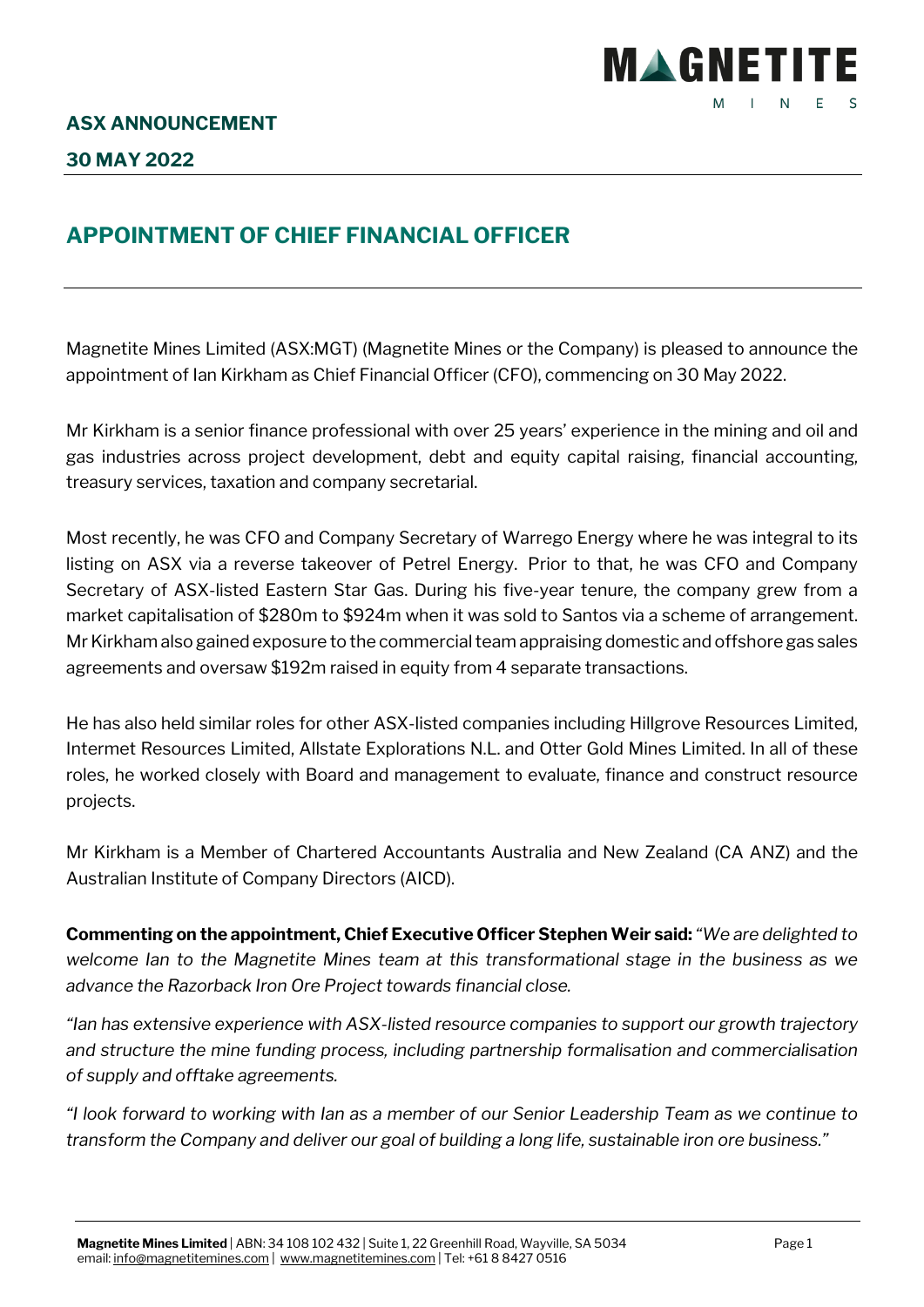**ASX ANNOUNCEMENT**

**30 MAY 2022**

# APPOINTMENT OF CHIEF FINANCIAL OFFICER

Magnetite Mines Limited (ASX:MGT) (Magnetite Mines or the Company) is pleased to announce the appointment of Ian Kirkham as Chief Financial Officer (CFO), commencing on 30 May 2022.

Mr Kirkham is a senior finance professional with over 25 years' experience in the mining and oil and gas industries across project development, debt and equity capital raising, financial accounting, treasury services, taxation and company secretarial.

Most recently, he was CFO and Company Secretary of Warrego Energy where he was integral to its listing on ASX via a reverse takeover of Petrel Energy. Prior to that, he was CFO and Company Secretary of ASX-listed Eastern Star Gas. During his five-year tenure, the company grew from a market capitalisation of $280m to $924m when it was sold to Santos via a scheme of arrangement. Mr Kirkham also gained exposure to the commercial team appraising domestic and offshore gas sales agreements and oversaw $192m raised in equity from 4 separate transactions.

He has also held similar roles for other ASX-listed companies including Hillgrove Resources Limited, Intermet Resources Limited, Allstate Explorations N.L. and Otter Gold Mines Limited. In all of these roles, he worked closely with Board and management to evaluate, finance and construct resource projects.

Mr Kirkham is a Member of Chartered Accountants Australia and New Zealand (CA ANZ) and the Australian Institute of Company Directors (AICD).

**Commenting on the appointment, Chief Executive Officer Stephen Weir said:** *"We are delighted to welcome Ian to the Magnetite Mines team at this transformational stage in the business as we advance the Razorback Iron Ore Project towards financial close.*

*"Ian has extensive experience with ASX-listed resource companies to support our growth trajectory and structure the mine funding process, including partnership formalisation and commercialisation of supply and offtake agreements.*

*"I look forward to working with Ian as a member of our Senior Leadership Team as we continue to transform the Company and deliver our goal of building a long life, sustainable iron ore business."*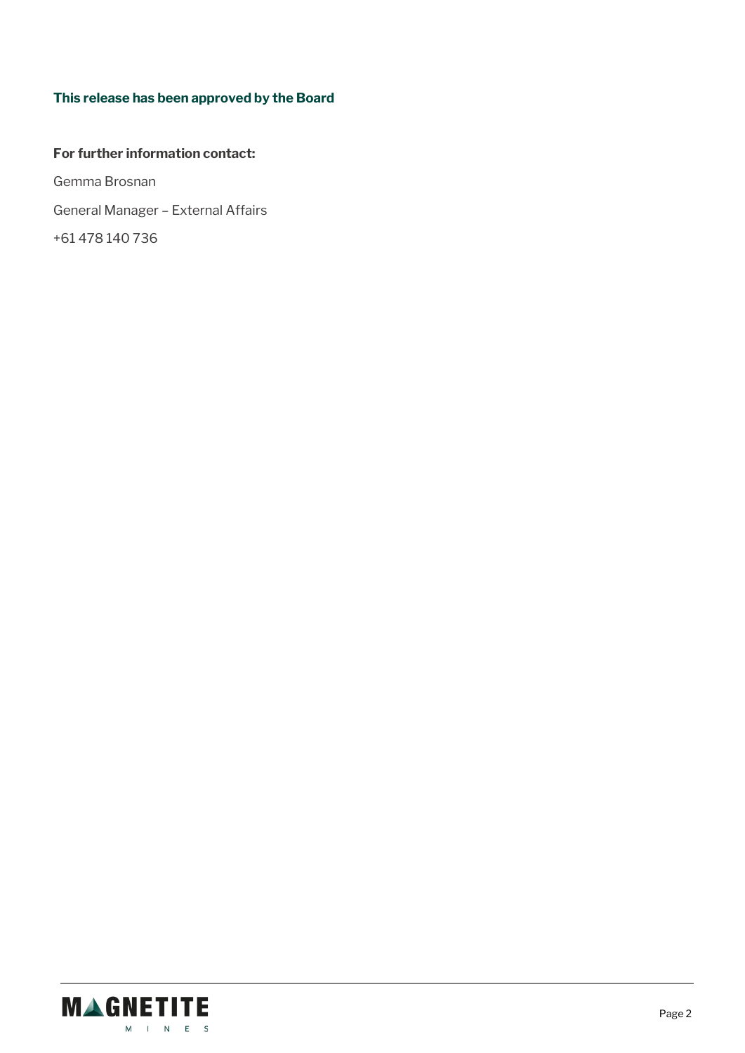**This release has been approved by the Board**

**For further information contact:**

Gemma Brosnan

General Manager – External Affairs

+61 478 140 736